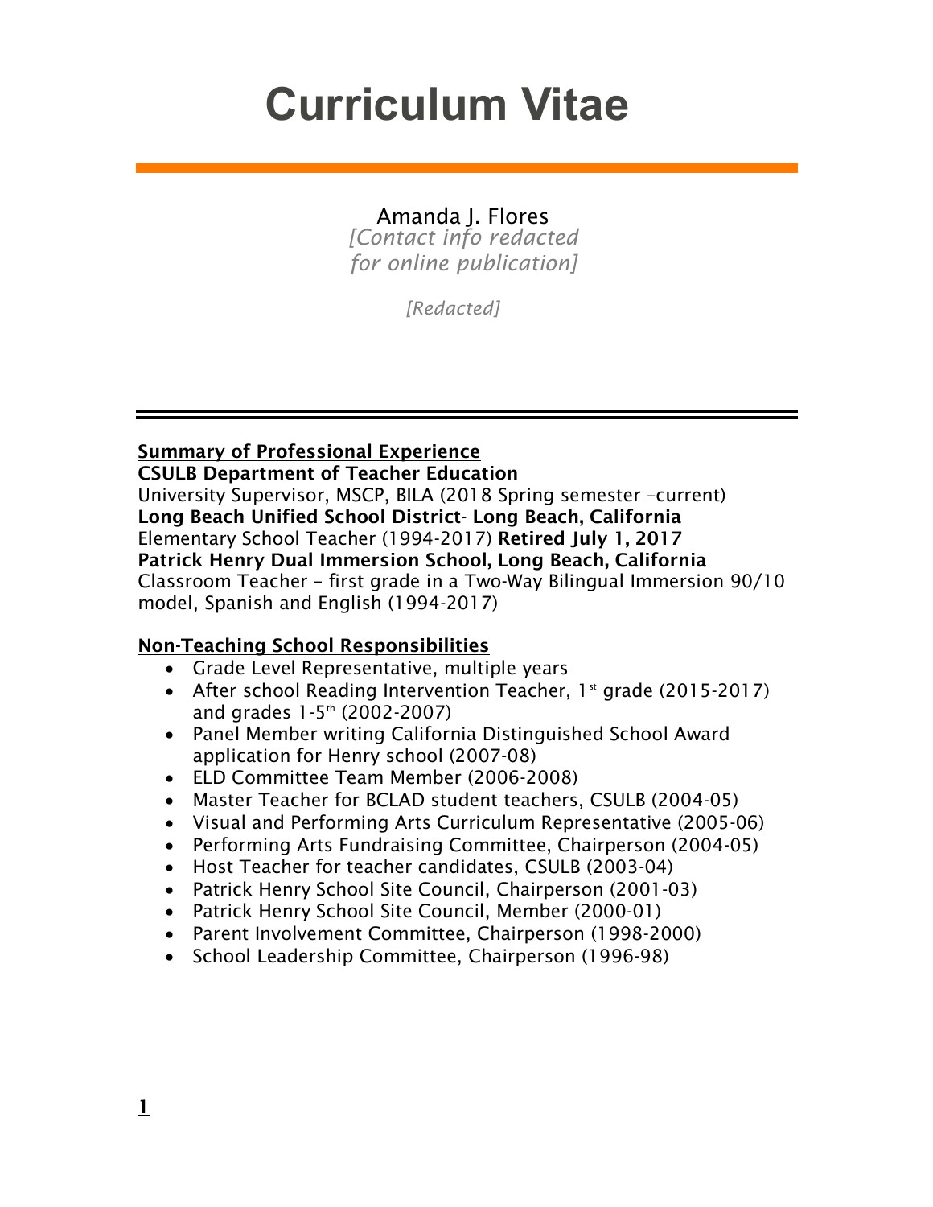# Curriculum Vitae

Amanda J. Flores
*[Contact info redacted for online publication]*

*[Redacted]*

## Summary of Professional Experience

**CSULB Department of Teacher Education**
University Supervisor, MSCP, BILA (2018 Spring semester –current)
**Long Beach Unified School District- Long Beach, California**
Elementary School Teacher (1994-2017) **Retired July 1, 2017**
**Patrick Henry Dual Immersion School, Long Beach, California**
Classroom Teacher – first grade in a Two-Way Bilingual Immersion 90/10 model, Spanish and English (1994-2017)

## Non-Teaching School Responsibilities

- Grade Level Representative, multiple years
- After school Reading Intervention Teacher, 1st grade (2015-2017) and grades 1-5th (2002-2007)
- Panel Member writing California Distinguished School Award application for Henry school (2007-08)
- ELD Committee Team Member (2006-2008)
- Master Teacher for BCLAD student teachers, CSULB (2004-05)
- Visual and Performing Arts Curriculum Representative (2005-06)
- Performing Arts Fundraising Committee, Chairperson (2004-05)
- Host Teacher for teacher candidates, CSULB (2003-04)
- Patrick Henry School Site Council, Chairperson (2001-03)
- Patrick Henry School Site Council, Member (2000-01)
- Parent Involvement Committee, Chairperson (1998-2000)
- School Leadership Committee, Chairperson (1996-98)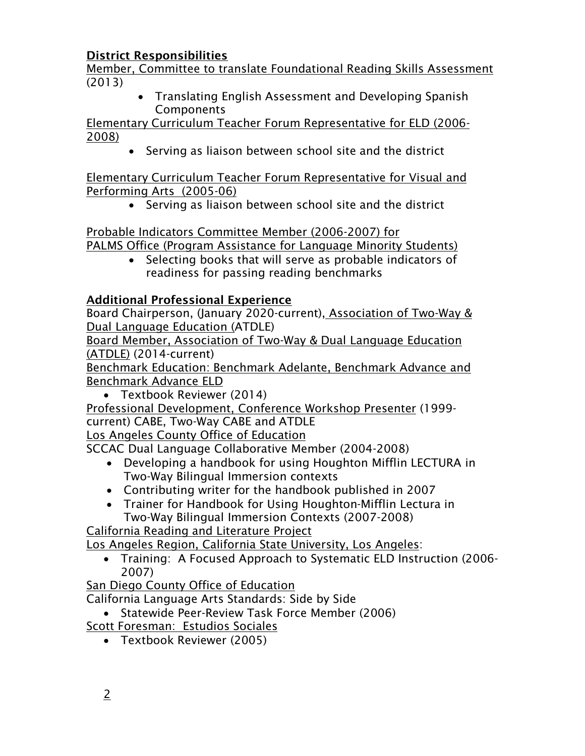## District Responsibilities

Member, Committee to translate Foundational Reading Skills Assessment (2013)

- Translating English Assessment and Developing Spanish Components

Elementary Curriculum Teacher Forum Representative for ELD (2006-2008)

- Serving as liaison between school site and the district

Elementary Curriculum Teacher Forum Representative for Visual and Performing Arts (2005-06)

- Serving as liaison between school site and the district

Probable Indicators Committee Member (2006-2007) for PALMS Office (Program Assistance for Language Minority Students)

- Selecting books that will serve as probable indicators of readiness for passing reading benchmarks

## Additional Professional Experience

Board Chairperson, (January 2020-current), Association of Two-Way & Dual Language Education (ATDLE)

Board Member, Association of Two-Way & Dual Language Education (ATDLE) (2014-current)

Benchmark Education: Benchmark Adelante, Benchmark Advance and Benchmark Advance ELD

- Textbook Reviewer (2014)

Professional Development, Conference Workshop Presenter (1999-current) CABE, Two-Way CABE and ATDLE

Los Angeles County Office of Education

SCCAC Dual Language Collaborative Member (2004-2008)

- Developing a handbook for using Houghton Mifflin LECTURA in Two-Way Bilingual Immersion contexts
- Contributing writer for the handbook published in 2007
- Trainer for Handbook for Using Houghton-Mifflin Lectura in Two-Way Bilingual Immersion Contexts (2007-2008)

California Reading and Literature Project

Los Angeles Region, California State University, Los Angeles:

- Training: A Focused Approach to Systematic ELD Instruction (2006-2007)

San Diego County Office of Education

California Language Arts Standards: Side by Side

- Statewide Peer-Review Task Force Member (2006)

Scott Foresman: Estudios Sociales

- Textbook Reviewer (2005)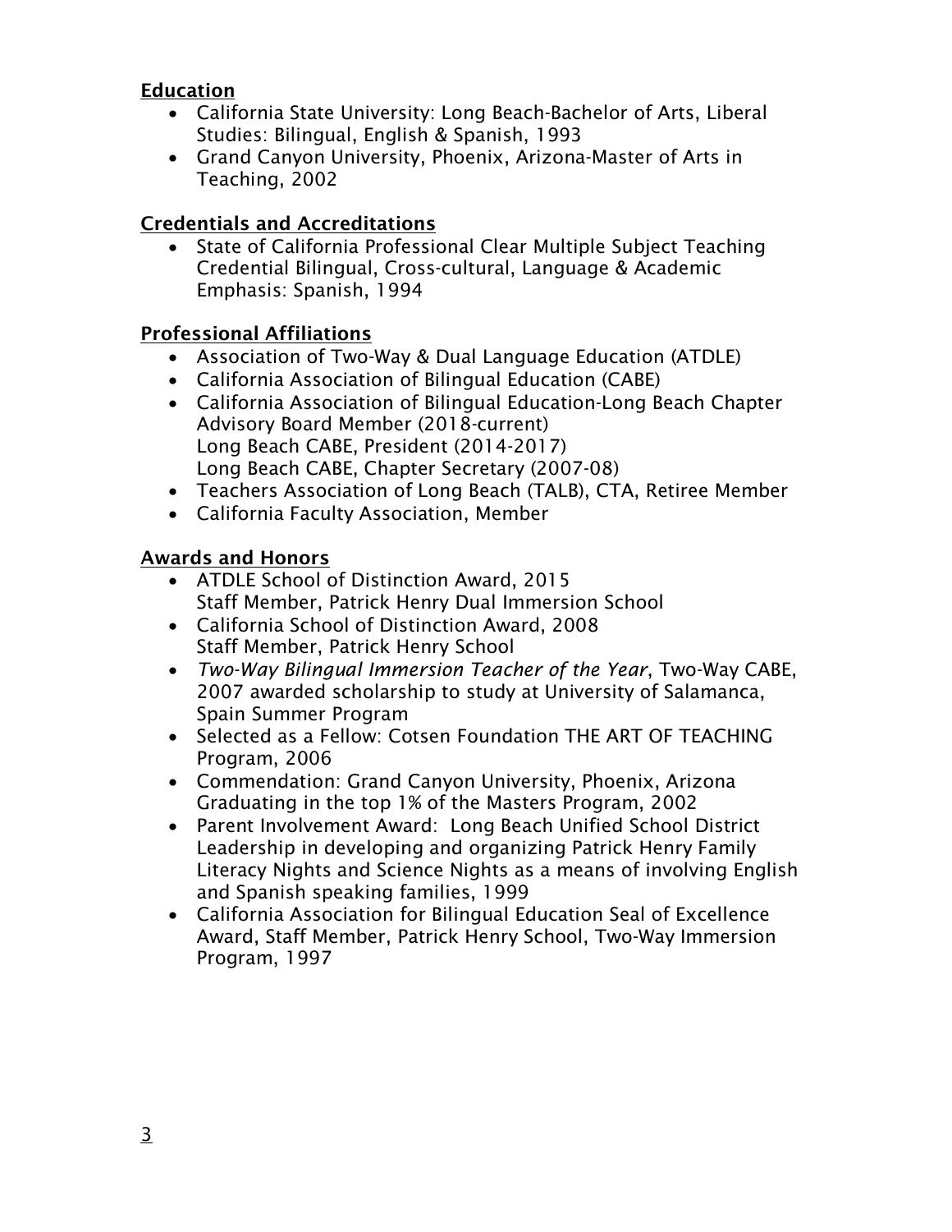## Education

- California State University: Long Beach-Bachelor of Arts, Liberal Studies: Bilingual, English & Spanish, 1993
- Grand Canyon University, Phoenix, Arizona-Master of Arts in Teaching, 2002

## Credentials and Accreditations

- State of California Professional Clear Multiple Subject Teaching Credential Bilingual, Cross-cultural, Language & Academic Emphasis: Spanish, 1994

## Professional Affiliations

- Association of Two-Way & Dual Language Education (ATDLE)
- California Association of Bilingual Education (CABE)
- California Association of Bilingual Education-Long Beach Chapter
  Advisory Board Member (2018-current)
  Long Beach CABE, President (2014-2017)
  Long Beach CABE, Chapter Secretary (2007-08)
- Teachers Association of Long Beach (TALB), CTA, Retiree Member
- California Faculty Association, Member

## Awards and Honors

- ATDLE School of Distinction Award, 2015
  Staff Member, Patrick Henry Dual Immersion School
- California School of Distinction Award, 2008
  Staff Member, Patrick Henry School
- *Two-Way Bilingual Immersion Teacher of the Year*, Two-Way CABE, 2007 awarded scholarship to study at University of Salamanca, Spain Summer Program
- Selected as a Fellow: Cotsen Foundation THE ART OF TEACHING Program, 2006
- Commendation: Grand Canyon University, Phoenix, Arizona
  Graduating in the top 1% of the Masters Program, 2002
- Parent Involvement Award: Long Beach Unified School District
  Leadership in developing and organizing Patrick Henry Family Literacy Nights and Science Nights as a means of involving English and Spanish speaking families, 1999
- California Association for Bilingual Education Seal of Excellence Award, Staff Member, Patrick Henry School, Two-Way Immersion Program, 1997